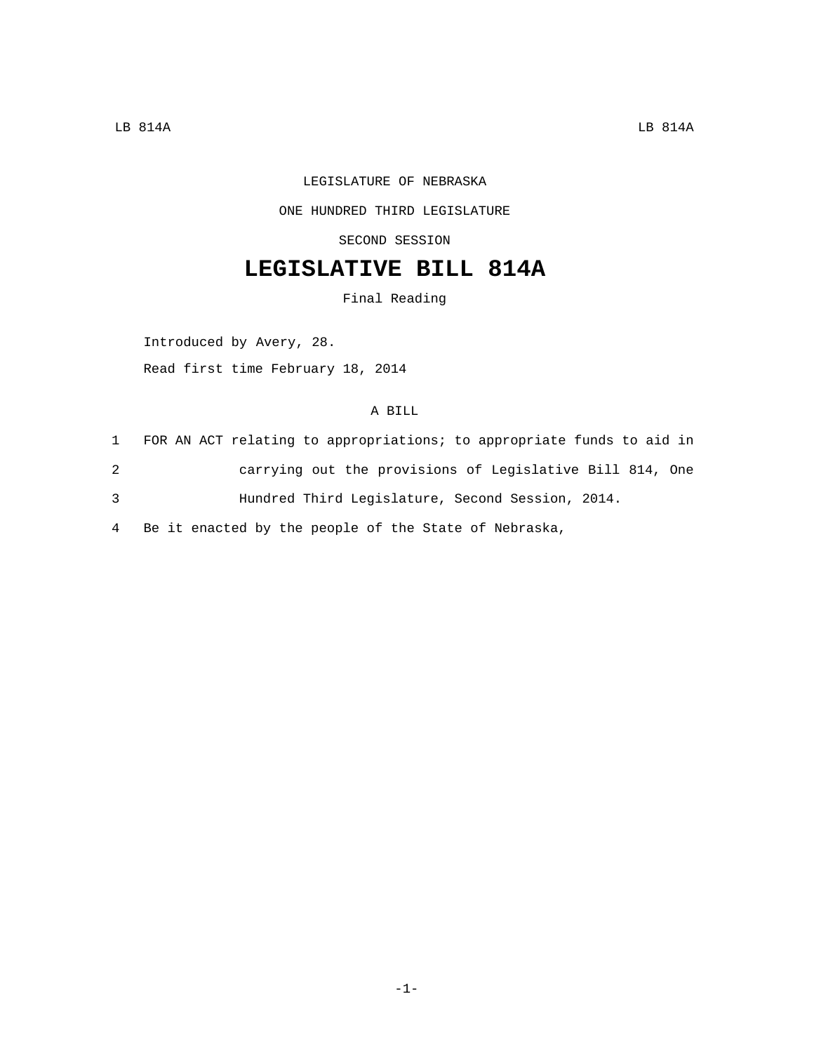LEGISLATURE OF NEBRASKA

ONE HUNDRED THIRD LEGISLATURE

SECOND SESSION

# LEGISLATIVE BILL 814A

Final Reading

Introduced by Avery, 28.

Read first time February 18, 2014

A BILL

1 FOR AN ACT relating to appropriations; to appropriate funds to aid in
2 carrying out the provisions of Legislative Bill 814, One
3 Hundred Third Legislature, Second Session, 2014.
4 Be it enacted by the people of the State of Nebraska,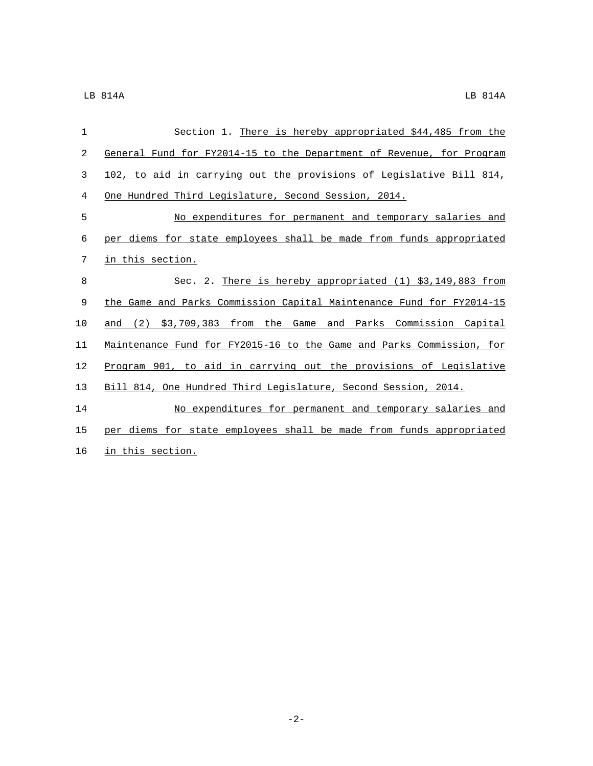Section 1. There is hereby appropriated $44,485 from the General Fund for FY2014-15 to the Department of Revenue, for Program 102, to aid in carrying out the provisions of Legislative Bill 814, One Hundred Third Legislature, Second Session, 2014.

No expenditures for permanent and temporary salaries and per diems for state employees shall be made from funds appropriated in this section.

Sec. 2. There is hereby appropriated (1) $3,149,883 from the Game and Parks Commission Capital Maintenance Fund for FY2014-15 and (2) $3,709,383 from the Game and Parks Commission Capital Maintenance Fund for FY2015-16 to the Game and Parks Commission, for Program 901, to aid in carrying out the provisions of Legislative Bill 814, One Hundred Third Legislature, Second Session, 2014.

No expenditures for permanent and temporary salaries and per diems for state employees shall be made from funds appropriated in this section.